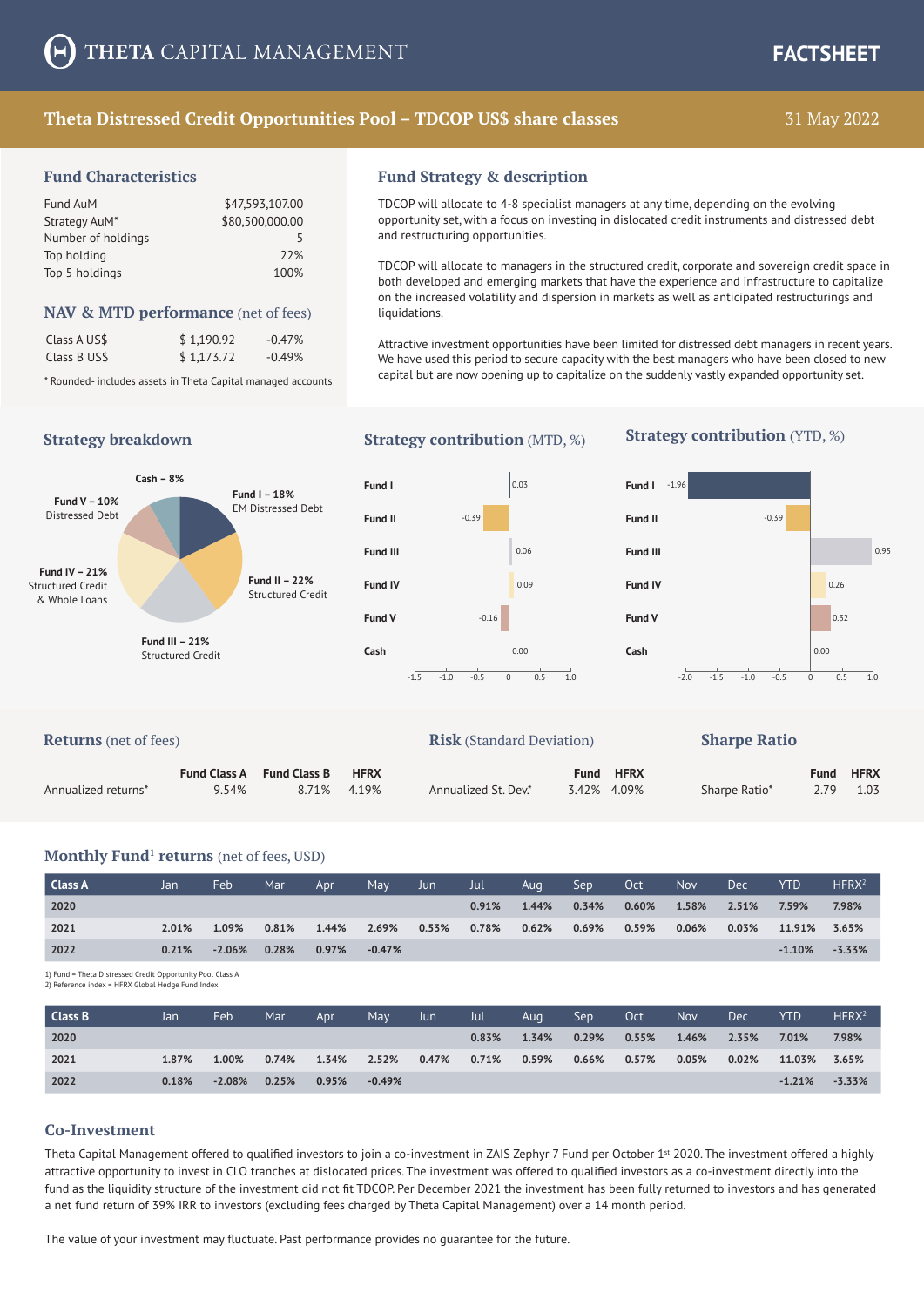# THETA CAPITAL MANAGEMENT

**FACTSHEET**

## Theta Distressed Credit Opportunities Pool – TDCOP US$ share classes

31 May 2022

### Fund Characteristics

| | |
|---|---|
| Fund AuM | $47,593,107.00 |
| Strategy AuM* | $80,500,000.00 |
| Number of holdings | 5 |
| Top holding | 22% |
| Top 5 holdings | 100% |

### NAV & MTD performance (net of fees)

| | | |
|---|---|---|
| Class A US$ | $ 1,190.92 | -0.47% |
| Class B US$ | $ 1,173.72 | -0.49% |

\* Rounded- includes assets in Theta Capital managed accounts

### Fund Strategy & description

TDCOP will allocate to 4-8 specialist managers at any time, depending on the evolving opportunity set, with a focus on investing in dislocated credit instruments and distressed debt and restructuring opportunities.

TDCOP will allocate to managers in the structured credit, corporate and sovereign credit space in both developed and emerging markets that have the experience and infrastructure to capitalize on the increased volatility and dispersion in markets as well as anticipated restructurings and liquidations.

Attractive investment opportunities have been limited for distressed debt managers in recent years. We have used this period to secure capacity with the best managers who have been closed to new capital but are now opening up to capitalize on the suddenly vastly expanded opportunity set.

### Strategy breakdown

- Fund I – 18% EM Distressed Debt
- Fund II – 22% Structured Credit
- Fund III – 21% Structured Credit
- Fund IV – 21% Structured Credit & Whole Loans
- Fund V – 10% Distressed Debt
- Cash – 8%

### Strategy contribution (MTD, %) / Strategy contribution (YTD, %)

| | MTD | YTD |
|---|---|---|
| Fund I | 0.03 | -1.96 |
| Fund II | -0.39 | -0.39 |
| Fund III | 0.06 | 0.95 |
| Fund IV | 0.09 | 0.26 |
| Fund V | -0.16 | 0.32 |
| Cash | 0.00 | 0.00 |

### Returns (net of fees)

| | Fund Class A | Fund Class B | HFRX |
|---|---|---|---|
| Annualized returns* | 9.54% | 8.71% | 4.19% |

### Risk (Standard Deviation)

| | Fund | HFRX |
|---|---|---|
| Annualized St. Dev.* | 3.42% | 4.09% |

### Sharpe Ratio

| | Fund | HFRX |
|---|---|---|
| Sharpe Ratio* | 2.79 | 1.03 |

### Monthly Fund[1] returns (net of fees, USD)

| Class A | Jan | Feb | Mar | Apr | May | Jun | Jul | Aug | Sep | Oct | Nov | Dec | YTD | HFRX[2] |
|---|---|---|---|---|---|---|---|---|---|---|---|---|---|---|
| 2020 | | | | | | | 0.91% | 1.44% | 0.34% | 0.60% | 1.58% | 2.51% | 7.59% | 7.98% |
| 2021 | 2.01% | 1.09% | 0.81% | 1.44% | 2.69% | 0.53% | 0.78% | 0.62% | 0.69% | 0.59% | 0.06% | 0.03% | 11.91% | 3.65% |
| 2022 | 0.21% | -2.06% | 0.28% | 0.97% | -0.47% | | | | | | | | -1.10% | -3.33% |

1) Fund = Theta Distressed Credit Opportunity Pool Class A
2) Reference index = HFRX Global Hedge Fund Index

| Class B | Jan | Feb | Mar | Apr | May | Jun | Jul | Aug | Sep | Oct | Nov | Dec | YTD | HFRX[2] |
|---|---|---|---|---|---|---|---|---|---|---|---|---|---|---|
| 2020 | | | | | | | 0.83% | 1.34% | 0.29% | 0.55% | 1.46% | 2.35% | 7.01% | 7.98% |
| 2021 | 1.87% | 1.00% | 0.74% | 1.34% | 2.52% | 0.47% | 0.71% | 0.59% | 0.66% | 0.57% | 0.05% | 0.02% | 11.03% | 3.65% |
| 2022 | 0.18% | -2.08% | 0.25% | 0.95% | -0.49% | | | | | | | | -1.21% | -3.33% |

### Co-Investment

Theta Capital Management offered to qualified investors to join a co-investment in ZAIS Zephyr 7 Fund per October 1st 2020. The investment offered a highly attractive opportunity to invest in CLO tranches at dislocated prices. The investment was offered to qualified investors as a co-investment directly into the fund as the liquidity structure of the investment did not fit TDCOP. Per December 2021 the investment has been fully returned to investors and has generated a net fund return of 39% IRR to investors (excluding fees charged by Theta Capital Management) over a 14 month period.

The value of your investment may fluctuate. Past performance provides no guarantee for the future.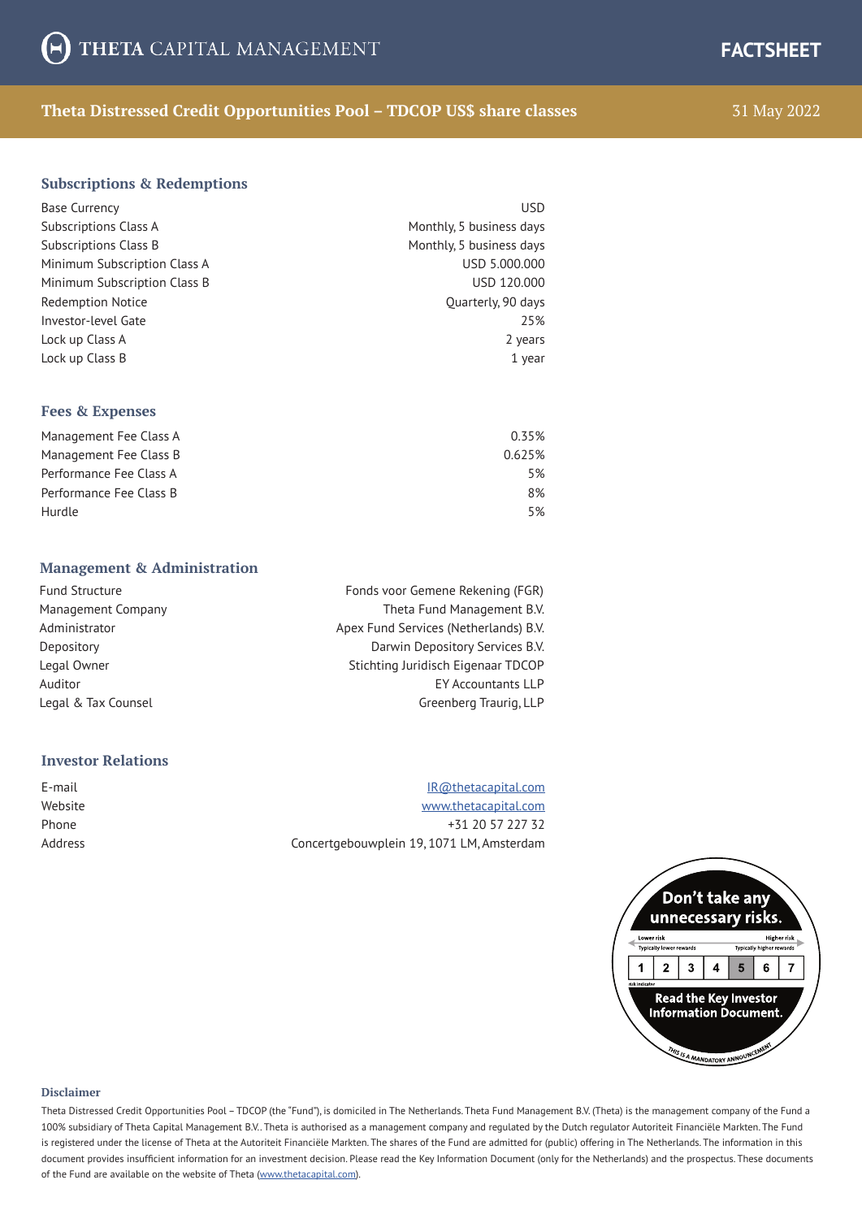# Subscriptions & Redemptions

| | |
|---|---|
| Base Currency | USD |
| Subscriptions Class A | Monthly, 5 business days |
| Subscriptions Class B | Monthly, 5 business days |
| Minimum Subscription Class A | USD 5.000.000 |
| Minimum Subscription Class B | USD 120.000 |
| Redemption Notice | Quarterly, 90 days |
| Investor-level Gate | 25% |
| Lock up Class A | 2 years |
| Lock up Class B | 1 year |

# Fees & Expenses

| | |
|---|---|
| Management Fee Class A | 0.35% |
| Management Fee Class B | 0.625% |
| Performance Fee Class A | 5% |
| Performance Fee Class B | 8% |
| Hurdle | 5% |

# Management & Administration

| | |
|---|---|
| Fund Structure | Fonds voor Gemene Rekening (FGR) |
| Management Company | Theta Fund Management B.V. |
| Administrator | Apex Fund Services (Netherlands) B.V. |
| Depository | Darwin Depository Services B.V. |
| Legal Owner | Stichting Juridisch Eigenaar TDCOP |
| Auditor | EY Accountants LLP |
| Legal & Tax Counsel | Greenberg Traurig, LLP |

# Investor Relations

| | |
|---|---|
| E-mail | IR@thetacapital.com |
| Website | www.thetacapital.com |
| Phone | +31 20 57 227 32 |
| Address | Concertgebouwplein 19, 1071 LM, Amsterdam |

Don't take any unnecessary risks.

Lower risk — Higher risk
Typically lower rewards — Typically higher rewards

1 2 3 4 5 6 7

risk indicator

Read the Key Investor Information Document.

THIS IS A MANDATORY ANNOUNCEMENT

## Disclaimer

Theta Distressed Credit Opportunities Pool – TDCOP (the "Fund"), is domiciled in The Netherlands. Theta Fund Management B.V. (Theta) is the management company of the Fund a 100% subsidiary of Theta Capital Management B.V.. Theta is authorised as a management company and regulated by the Dutch regulator Autoriteit Financiële Markten. The Fund is registered under the license of Theta at the Autoriteit Financiële Markten. The shares of the Fund are admitted for (public) offering in The Netherlands. The information in this document provides insufficient information for an investment decision. Please read the Key Information Document (only for the Netherlands) and the prospectus. These documents of the Fund are available on the website of Theta (www.thetacapital.com).